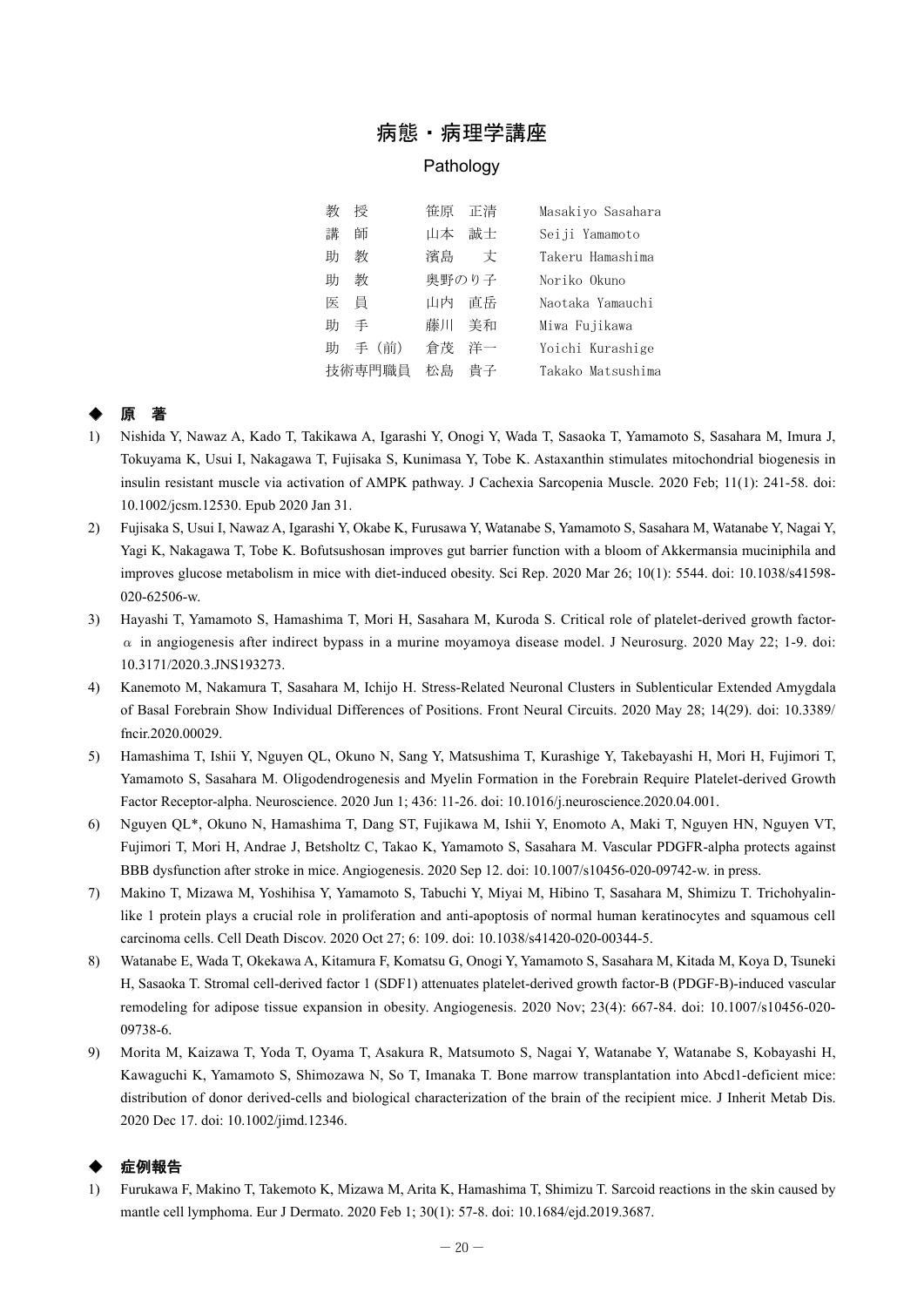# 病態・病理学講座

## Pathology

| | | |
|---|---|---|
| 教　授 | 笹原　正清 | Masakiyo Sasahara |
| 講　師 | 山本　誠士 | Seiji Yamamoto |
| 助　教 | 濱島　　丈 | Takeru Hamashima |
| 助　教 | 奥野のり子 | Noriko Okuno |
| 医　員 | 山内　直岳 | Naotaka Yamauchi |
| 助　手 | 藤川　美和 | Miwa Fujikawa |
| 助　手（前） | 倉茂　洋一 | Yoichi Kurashige |
| 技術専門職員 | 松島　貴子 | Takako Matsushima |

### ◆ 原　著

1) Nishida Y, Nawaz A, Kado T, Takikawa A, Igarashi Y, Onogi Y, Wada T, Sasaoka T, Yamamoto S, Sasahara M, Imura J, Tokuyama K, Usui I, Nakagawa T, Fujisaka S, Kunimasa Y, Tobe K. Astaxanthin stimulates mitochondrial biogenesis in insulin resistant muscle via activation of AMPK pathway. J Cachexia Sarcopenia Muscle. 2020 Feb; 11(1): 241-58. doi: 10.1002/jcsm.12530. Epub 2020 Jan 31.
2) Fujisaka S, Usui I, Nawaz A, Igarashi Y, Okabe K, Furusawa Y, Watanabe S, Yamamoto S, Sasahara M, Watanabe Y, Nagai Y, Yagi K, Nakagawa T, Tobe K. Bofutsushosan improves gut barrier function with a bloom of Akkermansia muciniphila and improves glucose metabolism in mice with diet-induced obesity. Sci Rep. 2020 Mar 26; 10(1): 5544. doi: 10.1038/s41598-020-62506-w.
3) Hayashi T, Yamamoto S, Hamashima T, Mori H, Sasahara M, Kuroda S. Critical role of platelet-derived growth factor-$\alpha$ in angiogenesis after indirect bypass in a murine moyamoya disease model. J Neurosurg. 2020 May 22; 1-9. doi: 10.3171/2020.3.JNS193273.
4) Kanemoto M, Nakamura T, Sasahara M, Ichijo H. Stress-Related Neuronal Clusters in Sublenticular Extended Amygdala of Basal Forebrain Show Individual Differences of Positions. Front Neural Circuits. 2020 May 28; 14(29). doi: 10.3389/fncir.2020.00029.
5) Hamashima T, Ishii Y, Nguyen QL, Okuno N, Sang Y, Matsushima T, Kurashige Y, Takebayashi H, Mori H, Fujimori T, Yamamoto S, Sasahara M. Oligodendrogenesis and Myelin Formation in the Forebrain Require Platelet-derived Growth Factor Receptor-alpha. Neuroscience. 2020 Jun 1; 436: 11-26. doi: 10.1016/j.neuroscience.2020.04.001.
6) Nguyen QL*, Okuno N, Hamashima T, Dang ST, Fujikawa M, Ishii Y, Enomoto A, Maki T, Nguyen HN, Nguyen VT, Fujimori T, Mori H, Andrae J, Betsholtz C, Takao K, Yamamoto S, Sasahara M. Vascular PDGFR-alpha protects against BBB dysfunction after stroke in mice. Angiogenesis. 2020 Sep 12. doi: 10.1007/s10456-020-09742-w. in press.
7) Makino T, Mizawa M, Yoshihisa Y, Yamamoto S, Tabuchi Y, Miyai M, Hibino T, Sasahara M, Shimizu T. Trichohyalin-like 1 protein plays a crucial role in proliferation and anti-apoptosis of normal human keratinocytes and squamous cell carcinoma cells. Cell Death Discov. 2020 Oct 27; 6: 109. doi: 10.1038/s41420-020-00344-5.
8) Watanabe E, Wada T, Okekawa A, Kitamura F, Komatsu G, Onogi Y, Yamamoto S, Sasahara M, Kitada M, Koya D, Tsuneki H, Sasaoka T. Stromal cell-derived factor 1 (SDF1) attenuates platelet-derived growth factor-B (PDGF-B)-induced vascular remodeling for adipose tissue expansion in obesity. Angiogenesis. 2020 Nov; 23(4): 667-84. doi: 10.1007/s10456-020-09738-6.
9) Morita M, Kaizawa T, Yoda T, Oyama T, Asakura R, Matsumoto S, Nagai Y, Watanabe Y, Watanabe S, Kobayashi H, Kawaguchi K, Yamamoto S, Shimozawa N, So T, Imanaka T. Bone marrow transplantation into Abcd1-deficient mice: distribution of donor derived-cells and biological characterization of the brain of the recipient mice. J Inherit Metab Dis. 2020 Dec 17. doi: 10.1002/jimd.12346.

### ◆ 症例報告

1) Furukawa F, Makino T, Takemoto K, Mizawa M, Arita K, Hamashima T, Shimizu T. Sarcoid reactions in the skin caused by mantle cell lymphoma. Eur J Dermato. 2020 Feb 1; 30(1): 57-8. doi: 10.1684/ejd.2019.3687.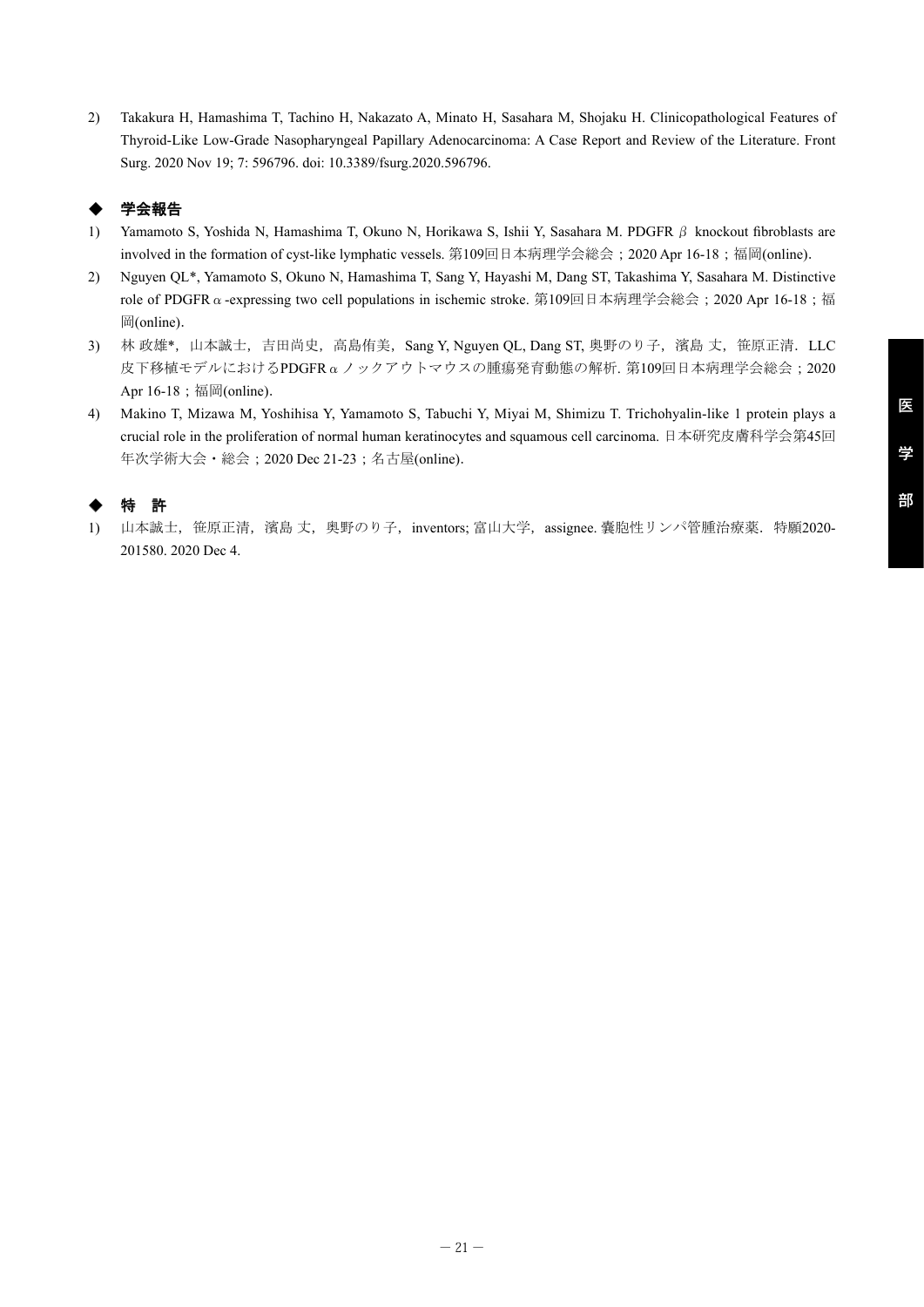2) Takakura H, Hamashima T, Tachino H, Nakazato A, Minato H, Sasahara M, Shojaku H. Clinicopathological Features of Thyroid-Like Low-Grade Nasopharyngeal Papillary Adenocarcinoma: A Case Report and Review of the Literature. Front Surg. 2020 Nov 19; 7: 596796. doi: 10.3389/fsurg.2020.596796.

## ◆ 学会報告

1) Yamamoto S, Yoshida N, Hamashima T, Okuno N, Horikawa S, Ishii Y, Sasahara M. PDGFR $\beta$ knockout fibroblasts are involved in the formation of cyst-like lymphatic vessels. 第109回日本病理学会総会；2020 Apr 16-18；福岡(online).
2) Nguyen QL*, Yamamoto S, Okuno N, Hamashima T, Sang Y, Hayashi M, Dang ST, Takashima Y, Sasahara M. Distinctive role of PDGFR $\alpha$ -expressing two cell populations in ischemic stroke. 第109回日本病理学会総会；2020 Apr 16-18；福岡(online).
3) 林 政雄*，山本誠士，吉田尚史，高島侑美，Sang Y, Nguyen QL, Dang ST, 奥野のり子，濱島 丈，笹原正清．LLC皮下移植モデルにおけるPDGFR $\alpha$ ノックアウトマウスの腫瘍発育動態の解析. 第109回日本病理学会総会；2020 Apr 16-18；福岡(online).
4) Makino T, Mizawa M, Yoshihisa Y, Yamamoto S, Tabuchi Y, Miyai M, Shimizu T. Trichohyalin-like 1 protein plays a crucial role in the proliferation of normal human keratinocytes and squamous cell carcinoma. 日本研究皮膚科学会第45回年次学術大会・総会；2020 Dec 21-23；名古屋(online).

## ◆ 特　許

1) 山本誠士，笹原正清，濱島 丈，奥野のり子，inventors; 富山大学，assignee. 嚢胞性リンパ管腫治療薬．特願2020-201580. 2020 Dec 4.